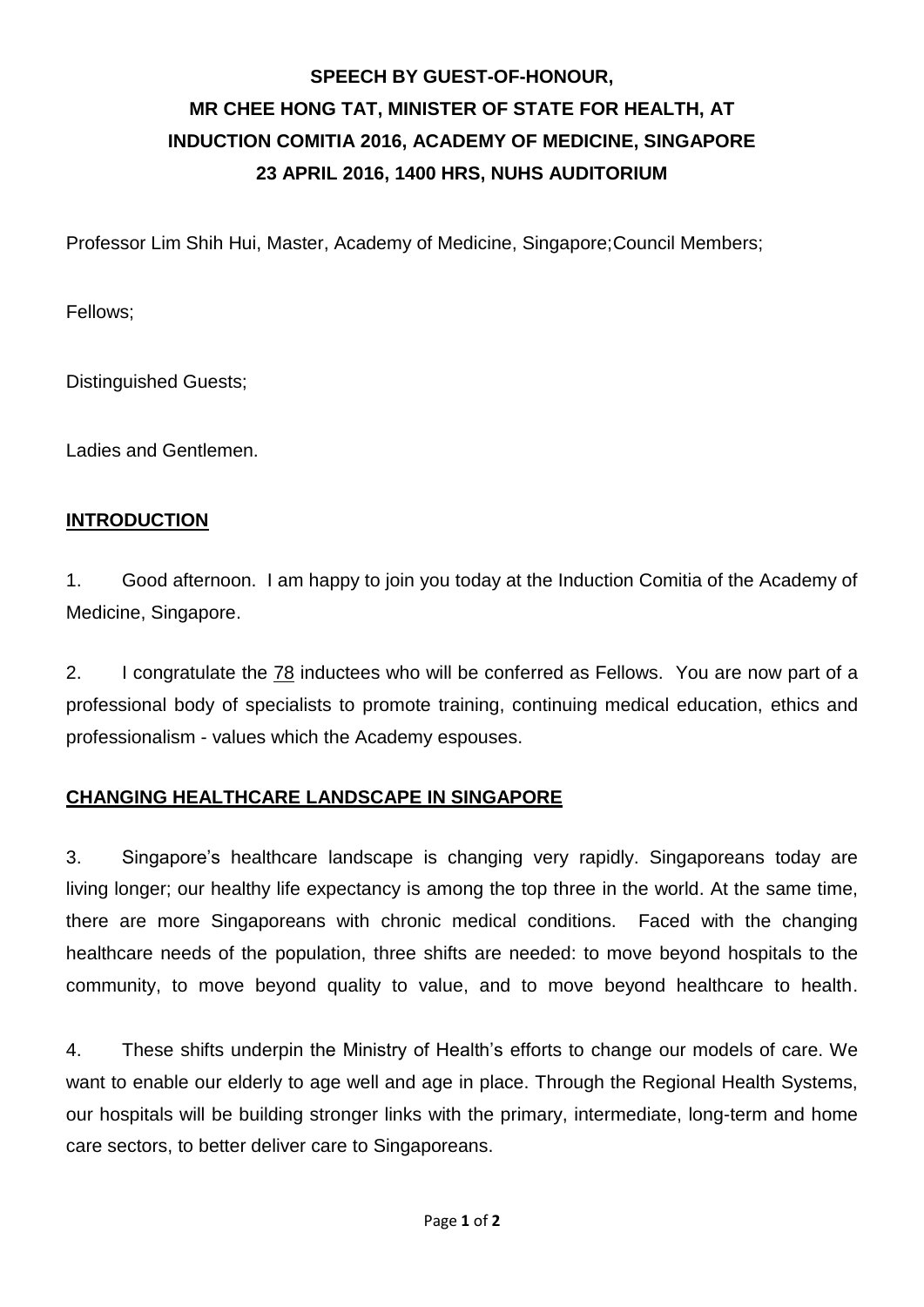# SPEECH BY GUEST-OF-HONOUR, MR CHEE HONG TAT, MINISTER OF STATE FOR HEALTH, AT INDUCTION COMITIA 2016, ACADEMY OF MEDICINE, SINGAPORE 23 APRIL 2016, 1400 HRS, NUHS AUDITORIUM

Professor Lim Shih Hui, Master, Academy of Medicine, Singapore;Council Members;

Fellows;

Distinguished Guests;

Ladies and Gentlemen.

## INTRODUCTION

1. Good afternoon. I am happy to join you today at the Induction Comitia of the Academy of Medicine, Singapore.

2. I congratulate the 78 inductees who will be conferred as Fellows. You are now part of a professional body of specialists to promote training, continuing medical education, ethics and professionalism - values which the Academy espouses.

## CHANGING HEALTHCARE LANDSCAPE IN SINGAPORE

3. Singapore's healthcare landscape is changing very rapidly. Singaporeans today are living longer; our healthy life expectancy is among the top three in the world. At the same time, there are more Singaporeans with chronic medical conditions. Faced with the changing healthcare needs of the population, three shifts are needed: to move beyond hospitals to the community, to move beyond quality to value, and to move beyond healthcare to health.

4. These shifts underpin the Ministry of Health's efforts to change our models of care. We want to enable our elderly to age well and age in place. Through the Regional Health Systems, our hospitals will be building stronger links with the primary, intermediate, long-term and home care sectors, to better deliver care to Singaporeans.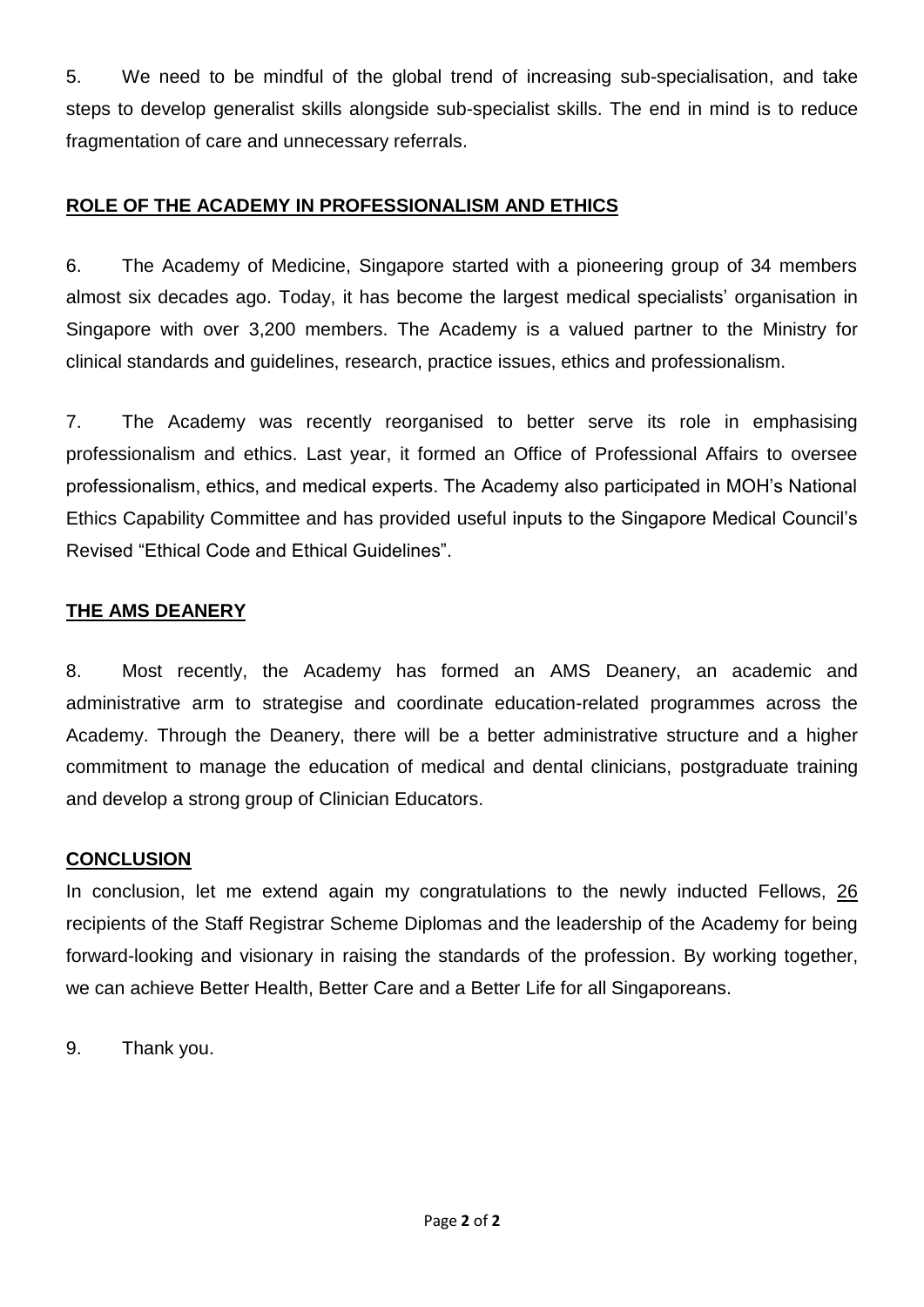5. We need to be mindful of the global trend of increasing sub-specialisation, and take steps to develop generalist skills alongside sub-specialist skills. The end in mind is to reduce fragmentation of care and unnecessary referrals.

## ROLE OF THE ACADEMY IN PROFESSIONALISM AND ETHICS

6. The Academy of Medicine, Singapore started with a pioneering group of 34 members almost six decades ago. Today, it has become the largest medical specialists' organisation in Singapore with over 3,200 members. The Academy is a valued partner to the Ministry for clinical standards and guidelines, research, practice issues, ethics and professionalism.

7. The Academy was recently reorganised to better serve its role in emphasising professionalism and ethics. Last year, it formed an Office of Professional Affairs to oversee professionalism, ethics, and medical experts. The Academy also participated in MOH's National Ethics Capability Committee and has provided useful inputs to the Singapore Medical Council's Revised "Ethical Code and Ethical Guidelines".

## THE AMS DEANERY

8. Most recently, the Academy has formed an AMS Deanery, an academic and administrative arm to strategise and coordinate education-related programmes across the Academy. Through the Deanery, there will be a better administrative structure and a higher commitment to manage the education of medical and dental clinicians, postgraduate training and develop a strong group of Clinician Educators.

## CONCLUSION

In conclusion, let me extend again my congratulations to the newly inducted Fellows, 26 recipients of the Staff Registrar Scheme Diplomas and the leadership of the Academy for being forward-looking and visionary in raising the standards of the profession. By working together, we can achieve Better Health, Better Care and a Better Life for all Singaporeans.

9. Thank you.